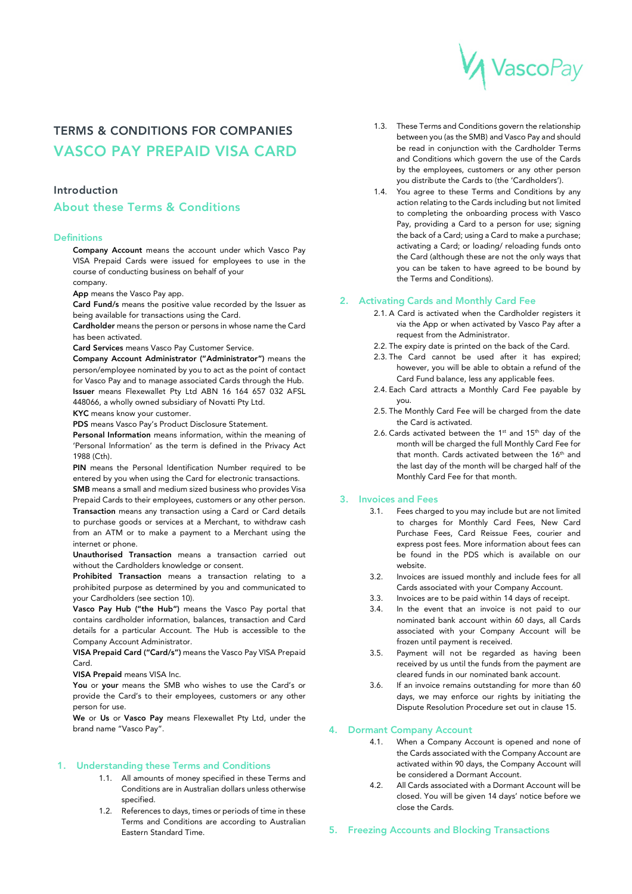# TERMS & CONDITIONS FOR COMPANIES

# VASCO PAY PREPAID VISA CARD

## Introduction

## About these Terms & Conditions

### Definitions

**Company Account** means the account under which Vasco Pay VISA Prepaid Cards were issued for employees to use in the course of conducting business on behalf of your company.

**App** means the Vasco Pay app.

**Card Fund/s** means the positive value recorded by the Issuer as being available for transactions using the Card.

**Cardholder** means the person or persons in whose name the Card has been activated.

**Card Services** means Vasco Pay Customer Service.

**Company Account Administrator ("Administrator")** means the person/employee nominated by you to act as the point of contact for Vasco Pay and to manage associated Cards through the Hub.

**Issuer** means Flexewallet Pty Ltd ABN 16 164 657 032 AFSL 448066, a wholly owned subsidiary of Novatti Pty Ltd.

**KYC** means know your customer.

**PDS** means Vasco Pay's Product Disclosure Statement.

**Personal Information** means information, within the meaning of 'Personal Information' as the term is defined in the Privacy Act 1988 (Cth).

**PIN** means the Personal Identification Number required to be entered by you when using the Card for electronic transactions.

**SMB** means a small and medium sized business who provides Visa Prepaid Cards to their employees, customers or any other person.

**Transaction** means any transaction using a Card or Card details to purchase goods or services at a Merchant, to withdraw cash from an ATM or to make a payment to a Merchant using the internet or phone.

**Unauthorised Transaction** means a transaction carried out without the Cardholders knowledge or consent.

**Prohibited Transaction** means a transaction relating to a prohibited purpose as determined by you and communicated to your Cardholders (see section 10).

**Vasco Pay Hub ("the Hub")** means the Vasco Pay portal that contains cardholder information, balances, transaction and Card details for a particular Account. The Hub is accessible to the Company Account Administrator.

**VISA Prepaid Card ("Card/s")** means the Vasco Pay VISA Prepaid Card.

**VISA Prepaid** means VISA Inc.

**You** or **your** means the SMB who wishes to use the Card's or provide the Card's to their employees, customers or any other person for use.

**We** or **Us** or **Vasco Pay** means Flexewallet Pty Ltd, under the brand name "Vasco Pay".

## 1. Understanding these Terms and Conditions

1.1. All amounts of money specified in these Terms and Conditions are in Australian dollars unless otherwise specified.

1.2. References to days, times or periods of time in these Terms and Conditions are according to Australian Eastern Standard Time.

1.3. These Terms and Conditions govern the relationship between you (as the SMB) and Vasco Pay and should be read in conjunction with the Cardholder Terms and Conditions which govern the use of the Cards by the employees, customers or any other person you distribute the Cards to (the 'Cardholders').

1.4. You agree to these Terms and Conditions by any action relating to the Cards including but not limited to completing the onboarding process with Vasco Pay, providing a Card to a person for use; signing the back of a Card; using a Card to make a purchase; activating a Card; or loading/ reloading funds onto the Card (although these are not the only ways that you can be taken to have agreed to be bound by the Terms and Conditions).

## 2. Activating Cards and Monthly Card Fee

2.1. A Card is activated when the Cardholder registers it via the App or when activated by Vasco Pay after a request from the Administrator.

2.2. The expiry date is printed on the back of the Card.

2.3. The Card cannot be used after it has expired; however, you will be able to obtain a refund of the Card Fund balance, less any applicable fees.

2.4. Each Card attracts a Monthly Card Fee payable by you.

2.5. The Monthly Card Fee will be charged from the date the Card is activated.

2.6. Cards activated between the 1st and 15th day of the month will be charged the full Monthly Card Fee for that month. Cards activated between the 16th and the last day of the month will be charged half of the Monthly Card Fee for that month.

## 3. Invoices and Fees

3.1. Fees charged to you may include but are not limited to charges for Monthly Card Fees, New Card Purchase Fees, Card Reissue Fees, courier and express post fees. More information about fees can be found in the PDS which is available on our website.

3.2. Invoices are issued monthly and include fees for all Cards associated with your Company Account.

3.3. Invoices are to be paid within 14 days of receipt.

3.4. In the event that an invoice is not paid to our nominated bank account within 60 days, all Cards associated with your Company Account will be frozen until payment is received.

3.5. Payment will not be regarded as having been received by us until the funds from the payment are cleared funds in our nominated bank account.

3.6. If an invoice remains outstanding for more than 60 days, we may enforce our rights by initiating the Dispute Resolution Procedure set out in clause 15.

## 4. Dormant Company Account

4.1. When a Company Account is opened and none of the Cards associated with the Company Account are activated within 90 days, the Company Account will be considered a Dormant Account.

4.2. All Cards associated with a Dormant Account will be closed. You will be given 14 days' notice before we close the Cards.

## 5. Freezing Accounts and Blocking Transactions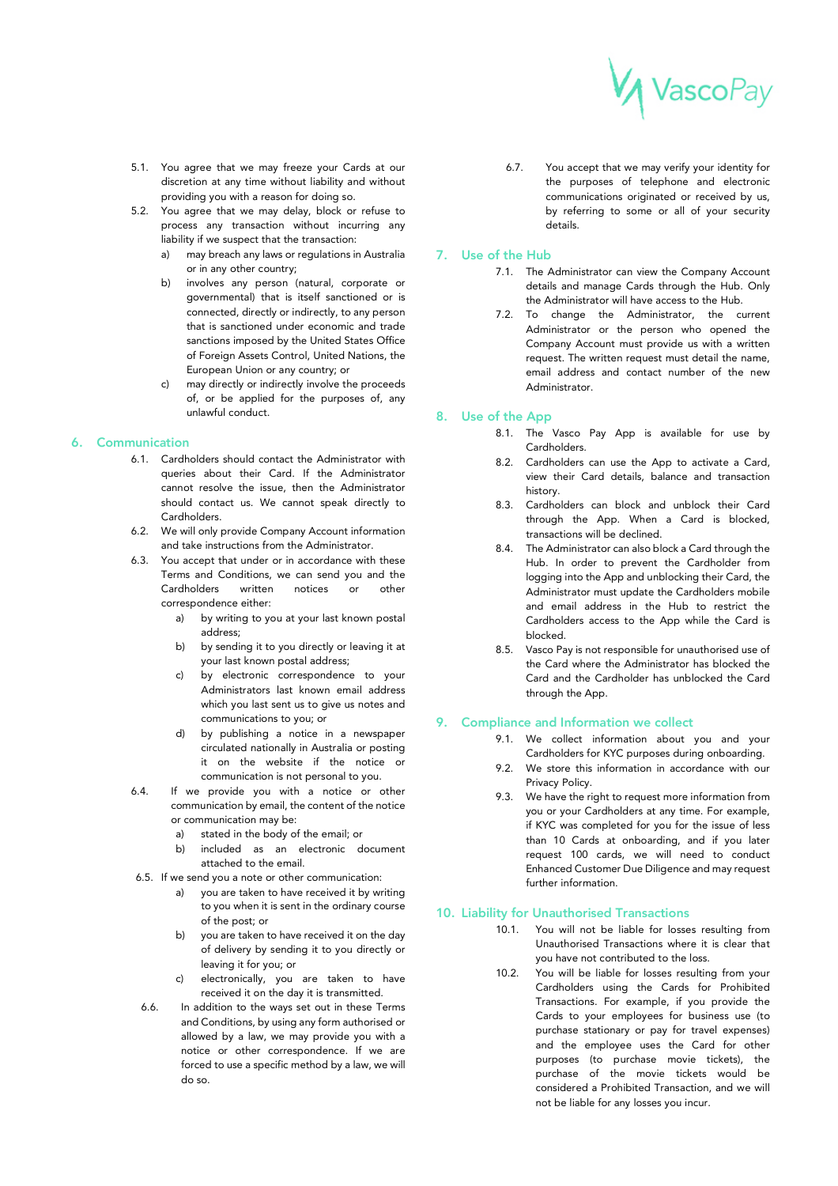5.1. You agree that we may freeze your Cards at our discretion at any time without liability and without providing you with a reason for doing so.

5.2. You agree that we may delay, block or refuse to process any transaction without incurring any liability if we suspect that the transaction:

a) may breach any laws or regulations in Australia or in any other country;

b) involves any person (natural, corporate or governmental) that is itself sanctioned or is connected, directly or indirectly, to any person that is sanctioned under economic and trade sanctions imposed by the United States Office of Foreign Assets Control, United Nations, the European Union or any country; or

c) may directly or indirectly involve the proceeds of, or be applied for the purposes of, any unlawful conduct.

## 6. Communication

6.1. Cardholders should contact the Administrator with queries about their Card. If the Administrator cannot resolve the issue, then the Administrator should contact us. We cannot speak directly to Cardholders.

6.2. We will only provide Company Account information and take instructions from the Administrator.

6.3. You accept that under or in accordance with these Terms and Conditions, we can send you and the Cardholders written notices or other correspondence either:

a) by writing to you at your last known postal address;

b) by sending it to you directly or leaving it at your last known postal address;

c) by electronic correspondence to your Administrators last known email address which you last sent us to give us notes and communications to you; or

d) by publishing a notice in a newspaper circulated nationally in Australia or posting it on the website if the notice or communication is not personal to you.

6.4. If we provide you with a notice or other communication by email, the content of the notice or communication may be:

a) stated in the body of the email; or

b) included as an electronic document attached to the email.

6.5. If we send you a note or other communication:

a) you are taken to have received it by writing to you when it is sent in the ordinary course of the post; or

b) you are taken to have received it on the day of delivery by sending it to you directly or leaving it for you; or

c) electronically, you are taken to have received it on the day it is transmitted.

6.6. In addition to the ways set out in these Terms and Conditions, by using any form authorised or allowed by a law, we may provide you with a notice or other correspondence. If we are forced to use a specific method by a law, we will do so.

6.7. You accept that we may verify your identity for the purposes of telephone and electronic communications originated or received by us, by referring to some or all of your security details.

## 7. Use of the Hub

7.1. The Administrator can view the Company Account details and manage Cards through the Hub. Only the Administrator will have access to the Hub.

7.2. To change the Administrator, the current Administrator or the person who opened the Company Account must provide us with a written request. The written request must detail the name, email address and contact number of the new Administrator.

## 8. Use of the App

8.1. The Vasco Pay App is available for use by Cardholders.

8.2. Cardholders can use the App to activate a Card, view their Card details, balance and transaction history.

8.3. Cardholders can block and unblock their Card through the App. When a Card is blocked, transactions will be declined.

8.4. The Administrator can also block a Card through the Hub. In order to prevent the Cardholder from logging into the App and unblocking their Card, the Administrator must update the Cardholders mobile and email address in the Hub to restrict the Cardholders access to the App while the Card is blocked.

8.5. Vasco Pay is not responsible for unauthorised use of the Card where the Administrator has blocked the Card and the Cardholder has unblocked the Card through the App.

## 9. Compliance and Information we collect

9.1. We collect information about you and your Cardholders for KYC purposes during onboarding.

9.2. We store this information in accordance with our Privacy Policy.

9.3. We have the right to request more information from you or your Cardholders at any time. For example, if KYC was completed for you for the issue of less than 10 Cards at onboarding, and if you later request 100 cards, we will need to conduct Enhanced Customer Due Diligence and may request further information.

## 10. Liability for Unauthorised Transactions

10.1. You will not be liable for losses resulting from Unauthorised Transactions where it is clear that you have not contributed to the loss.

10.2. You will be liable for losses resulting from your Cardholders using the Cards for Prohibited Transactions. For example, if you provide the Cards to your employees for business use (to purchase stationary or pay for travel expenses) and the employee uses the Card for other purposes (to purchase movie tickets), the purchase of the movie tickets would be considered a Prohibited Transaction, and we will not be liable for any losses you incur.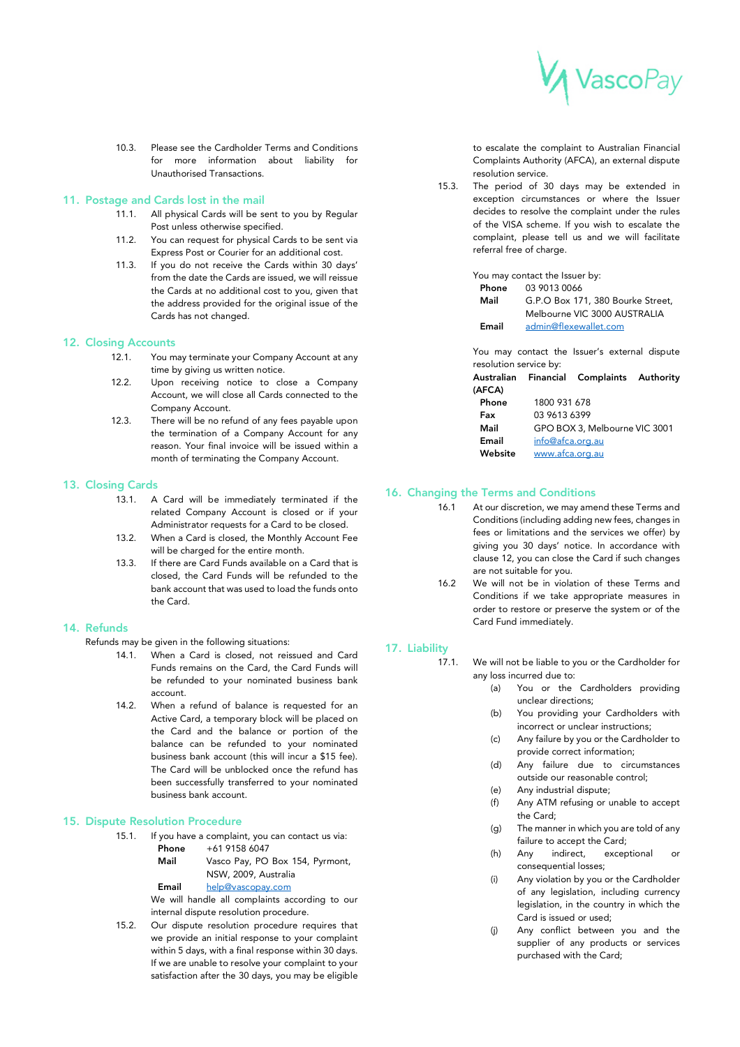10.3. Please see the Cardholder Terms and Conditions for more information about liability for Unauthorised Transactions.

## 11. Postage and Cards lost in the mail

11.1. All physical Cards will be sent to you by Regular Post unless otherwise specified.

11.2. You can request for physical Cards to be sent via Express Post or Courier for an additional cost.

11.3. If you do not receive the Cards within 30 days' from the date the Cards are issued, we will reissue the Cards at no additional cost to you, given that the address provided for the original issue of the Cards has not changed.

## 12. Closing Accounts

12.1. You may terminate your Company Account at any time by giving us written notice.

12.2. Upon receiving notice to close a Company Account, we will close all Cards connected to the Company Account.

12.3. There will be no refund of any fees payable upon the termination of a Company Account for any reason. Your final invoice will be issued within a month of terminating the Company Account.

## 13. Closing Cards

13.1. A Card will be immediately terminated if the related Company Account is closed or if your Administrator requests for a Card to be closed.

13.2. When a Card is closed, the Monthly Account Fee will be charged for the entire month.

13.3. If there are Card Funds available on a Card that is closed, the Card Funds will be refunded to the bank account that was used to load the funds onto the Card.

## 14. Refunds

Refunds may be given in the following situations:

14.1. When a Card is closed, not reissued and Card Funds remains on the Card, the Card Funds will be refunded to your nominated business bank account.

14.2. When a refund of balance is requested for an Active Card, a temporary block will be placed on the Card and the balance or portion of the balance can be refunded to your nominated business bank account (this will incur a $15 fee). The Card will be unblocked once the refund has been successfully transferred to your nominated business bank account.

## 15. Dispute Resolution Procedure

15.1. If you have a complaint, you can contact us via:

**Phone** +61 9158 6047
**Mail** Vasco Pay, PO Box 154, Pyrmont, NSW, 2009, Australia
**Email** help@vascopay.com

We will handle all complaints according to our internal dispute resolution procedure.

15.2. Our dispute resolution procedure requires that we provide an initial response to your complaint within 5 days, with a final response within 30 days. If we are unable to resolve your complaint to your satisfaction after the 30 days, you may be eligible to escalate the complaint to Australian Financial Complaints Authority (AFCA), an external dispute resolution service.

15.3. The period of 30 days may be extended in exception circumstances or where the Issuer decides to resolve the complaint under the rules of the VISA scheme. If you wish to escalate the complaint, please tell us and we will facilitate referral free of charge.

You may contact the Issuer by:

**Phone** 03 9013 0066
**Mail** G.P.O Box 171, 380 Bourke Street, Melbourne VIC 3000 AUSTRALIA
**Email** admin@flexewallet.com

You may contact the Issuer's external dispute resolution service by:

**Australian Financial Complaints Authority (AFCA)**

**Phone** 1800 931 678
**Fax** 03 9613 6399
**Mail** GPO BOX 3, Melbourne VIC 3001
**Email** info@afca.org.au
**Website** www.afca.org.au

## 16. Changing the Terms and Conditions

16.1 At our discretion, we may amend these Terms and Conditions (including adding new fees, changes in fees or limitations and the services we offer) by giving you 30 days' notice. In accordance with clause 12, you can close the Card if such changes are not suitable for you.

16.2 We will not be in violation of these Terms and Conditions if we take appropriate measures in order to restore or preserve the system or of the Card Fund immediately.

## 17. Liability

17.1. We will not be liable to you or the Cardholder for any loss incurred due to:

(a) You or the Cardholders providing unclear directions;
(b) You providing your Cardholders with incorrect or unclear instructions;
(c) Any failure by you or the Cardholder to provide correct information;
(d) Any failure due to circumstances outside our reasonable control;
(e) Any industrial dispute;
(f) Any ATM refusing or unable to accept the Card;
(g) The manner in which you are told of any failure to accept the Card;
(h) Any indirect, exceptional or consequential losses;
(i) Any violation by you or the Cardholder of any legislation, including currency legislation, in the country in which the Card is issued or used;
(j) Any conflict between you and the supplier of any products or services purchased with the Card;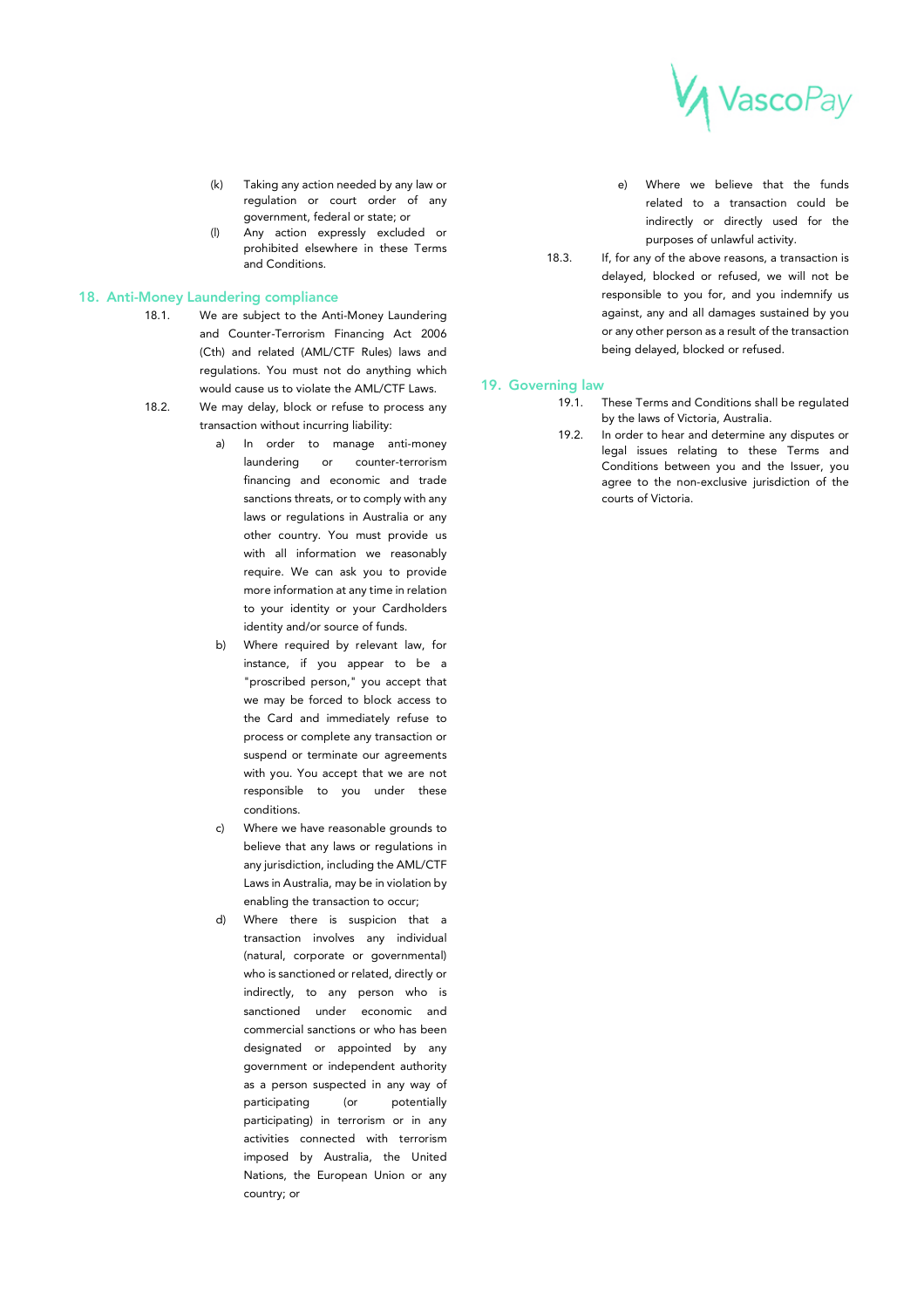(k) Taking any action needed by any law or regulation or court order of any government, federal or state; or

(l) Any action expressly excluded or prohibited elsewhere in these Terms and Conditions.

## 18. Anti-Money Laundering compliance

18.1. We are subject to the Anti-Money Laundering and Counter-Terrorism Financing Act 2006 (Cth) and related (AML/CTF Rules) laws and regulations. You must not do anything which would cause us to violate the AML/CTF Laws.

18.2. We may delay, block or refuse to process any transaction without incurring liability:

a) In order to manage anti-money laundering or counter-terrorism financing and economic and trade sanctions threats, or to comply with any laws or regulations in Australia or any other country. You must provide us with all information we reasonably require. We can ask you to provide more information at any time in relation to your identity or your Cardholders identity and/or source of funds.

b) Where required by relevant law, for instance, if you appear to be a "proscribed person," you accept that we may be forced to block access to the Card and immediately refuse to process or complete any transaction or suspend or terminate our agreements with you. You accept that we are not responsible to you under these conditions.

c) Where we have reasonable grounds to believe that any laws or regulations in any jurisdiction, including the AML/CTF Laws in Australia, may be in violation by enabling the transaction to occur;

d) Where there is suspicion that a transaction involves any individual (natural, corporate or governmental) who is sanctioned or related, directly or indirectly, to any person who is sanctioned under economic and commercial sanctions or who has been designated or appointed by any government or independent authority as a person suspected in any way of participating (or potentially participating) in terrorism or in any activities connected with terrorism imposed by Australia, the United Nations, the European Union or any country; or

e) Where we believe that the funds related to a transaction could be indirectly or directly used for the purposes of unlawful activity.

18.3. If, for any of the above reasons, a transaction is delayed, blocked or refused, we will not be responsible to you for, and you indemnify us against, any and all damages sustained by you or any other person as a result of the transaction being delayed, blocked or refused.

## 19. Governing law

19.1. These Terms and Conditions shall be regulated by the laws of Victoria, Australia.

19.2. In order to hear and determine any disputes or legal issues relating to these Terms and Conditions between you and the Issuer, you agree to the non-exclusive jurisdiction of the courts of Victoria.